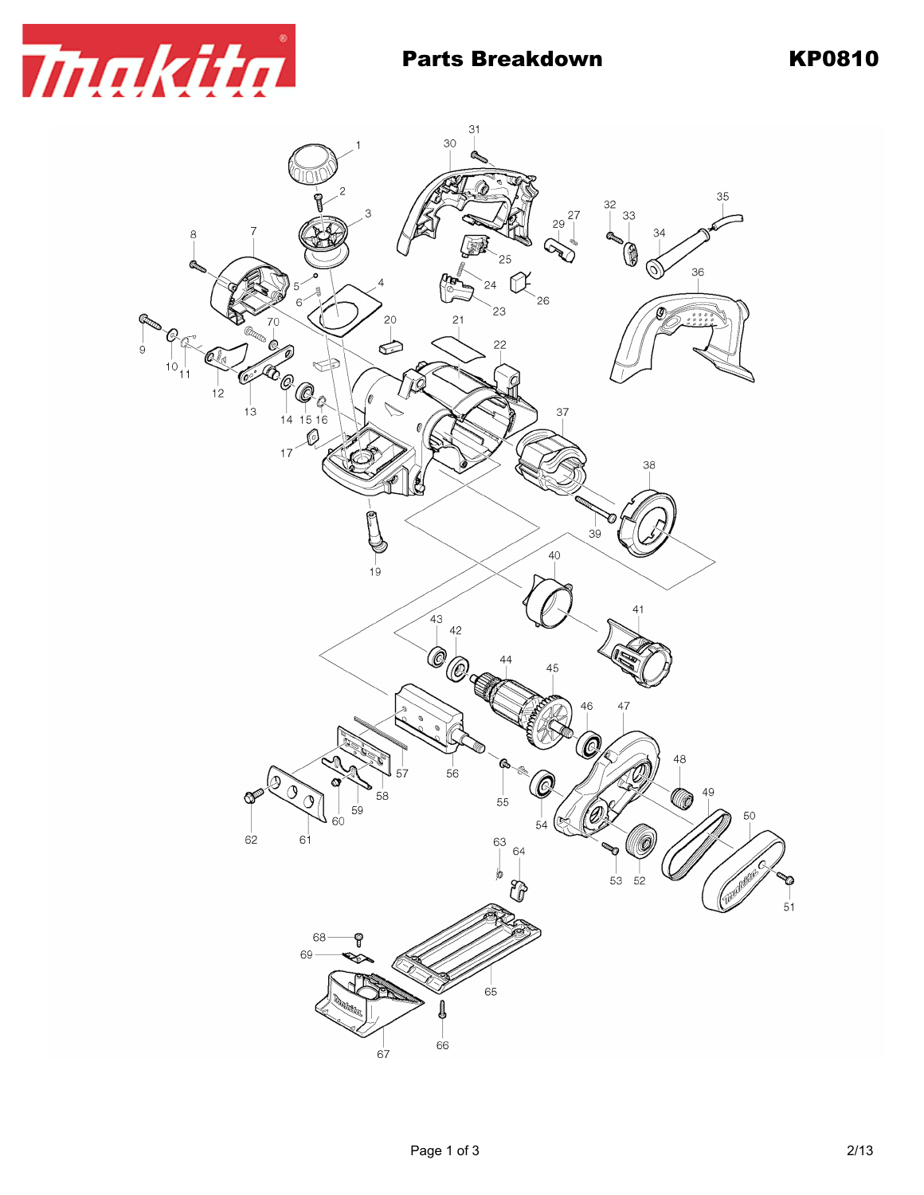# Parts Breakdown

## KP0810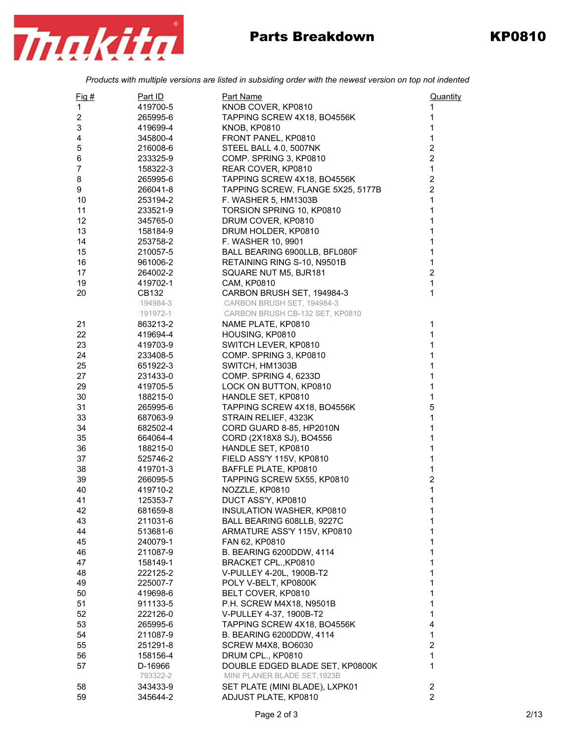# Parts Breakdown KP0810

*Products with multiple versions are listed in subsiding order with the newest version on top not indented*

| Fig # | Part ID | Part Name | Quantity |
|---|---|---|---|
| 1 | 419700-5 | KNOB COVER, KP0810 | 1 |
| 2 | 265995-6 | TAPPING SCREW 4X18, BO4556K | 1 |
| 3 | 419699-4 | KNOB, KP0810 | 1 |
| 4 | 345800-4 | FRONT PANEL, KP0810 | 1 |
| 5 | 216008-6 | STEEL BALL 4.0, 5007NK | 2 |
| 6 | 233325-9 | COMP. SPRING 3, KP0810 | 2 |
| 7 | 158322-3 | REAR COVER, KP0810 | 1 |
| 8 | 265995-6 | TAPPING SCREW 4X18, BO4556K | 2 |
| 9 | 266041-8 | TAPPING SCREW, FLANGE 5X25, 5177B | 2 |
| 10 | 253194-2 | F. WASHER 5, HM1303B | 1 |
| 11 | 233521-9 | TORSION SPRING 10, KP0810 | 1 |
| 12 | 345765-0 | DRUM COVER, KP0810 | 1 |
| 13 | 158184-9 | DRUM HOLDER, KP0810 | 1 |
| 14 | 253758-2 | F. WASHER 10, 9901 | 1 |
| 15 | 210057-5 | BALL BEARING 6900LLB, BFL080F | 1 |
| 16 | 961006-2 | RETAINING RING S-10, N9501B | 1 |
| 17 | 264002-2 | SQUARE NUT M5, BJR181 | 2 |
| 19 | 419702-1 | CAM, KP0810 | 1 |
| 20 | CB132 | CARBON BRUSH SET, 194984-3 | 1 |
| | 194984-3 | CARBON BRUSH SET, 194984-3 | |
| | 191972-1 | CARBON BRUSH CB-132 SET, KP0810 | |
| 21 | 863213-2 | NAME PLATE, KP0810 | 1 |
| 22 | 419694-4 | HOUSING, KP0810 | 1 |
| 23 | 419703-9 | SWITCH LEVER, KP0810 | 1 |
| 24 | 233408-5 | COMP. SPRING 3, KP0810 | 1 |
| 25 | 651922-3 | SWITCH, HM1303B | 1 |
| 27 | 231433-0 | COMP. SPRING 4, 6233D | 1 |
| 29 | 419705-5 | LOCK ON BUTTON, KP0810 | 1 |
| 30 | 188215-0 | HANDLE SET, KP0810 | 1 |
| 31 | 265995-6 | TAPPING SCREW 4X18, BO4556K | 5 |
| 33 | 687063-9 | STRAIN RELIEF, 4323K | 1 |
| 34 | 682502-4 | CORD GUARD 8-85, HP2010N | 1 |
| 35 | 664064-4 | CORD (2X18X8 SJ), BO4556 | 1 |
| 36 | 188215-0 | HANDLE SET, KP0810 | 1 |
| 37 | 525746-2 | FIELD ASS'Y 115V, KP0810 | 1 |
| 38 | 419701-3 | BAFFLE PLATE, KP0810 | 1 |
| 39 | 266095-5 | TAPPING SCREW 5X55, KP0810 | 2 |
| 40 | 419710-2 | NOZZLE, KP0810 | 1 |
| 41 | 125353-7 | DUCT ASS'Y, KP0810 | 1 |
| 42 | 681659-8 | INSULATION WASHER, KP0810 | 1 |
| 43 | 211031-6 | BALL BEARING 608LLB, 9227C | 1 |
| 44 | 513681-6 | ARMATURE ASS'Y 115V, KP0810 | 1 |
| 45 | 240079-1 | FAN 62, KP0810 | 1 |
| 46 | 211087-9 | B. BEARING 6200DDW, 4114 | 1 |
| 47 | 158149-1 | BRACKET CPL.,KP0810 | 1 |
| 48 | 222125-2 | V-PULLEY 4-20L, 1900B-T2 | 1 |
| 49 | 225007-7 | POLY V-BELT, KP0800K | 1 |
| 50 | 419698-6 | BELT COVER, KP0810 | 1 |
| 51 | 911133-5 | P.H. SCREW M4X18, N9501B | 1 |
| 52 | 222126-0 | V-PULLEY 4-37, 1900B-T2 | 1 |
| 53 | 265995-6 | TAPPING SCREW 4X18, BO4556K | 4 |
| 54 | 211087-9 | B. BEARING 6200DDW, 4114 | 1 |
| 55 | 251291-8 | SCREW M4X8, BO6030 | 2 |
| 56 | 158156-4 | DRUM CPL., KP0810 | 1 |
| 57 | D-16966 | DOUBLE EDGED BLADE SET, KP0800K | 1 |
| | 793322-2 | MINI PLANER BLADE SET,1923B | |
| 58 | 343433-9 | SET PLATE (MINI BLADE), LXPK01 | 2 |
| 59 | 345644-2 | ADJUST PLATE, KP0810 | 2 |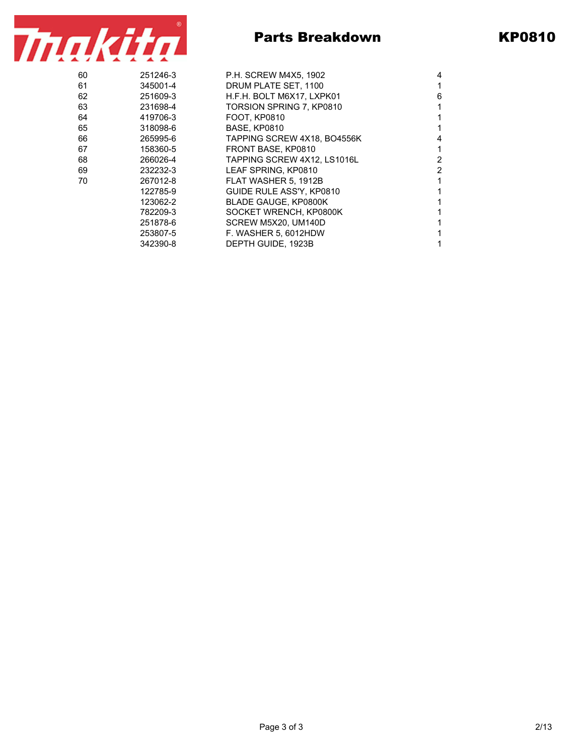# Parts Breakdown

## KP0810

| | | | |
|---|---|---|---|
| 60 | 251246-3 | P.H. SCREW M4X5, 1902 | 4 |
| 61 | 345001-4 | DRUM PLATE SET, 1100 | 1 |
| 62 | 251609-3 | H.F.H. BOLT M6X17, LXPK01 | 6 |
| 63 | 231698-4 | TORSION SPRING 7, KP0810 | 1 |
| 64 | 419706-3 | FOOT, KP0810 | 1 |
| 65 | 318098-6 | BASE, KP0810 | 1 |
| 66 | 265995-6 | TAPPING SCREW 4X18, BO4556K | 4 |
| 67 | 158360-5 | FRONT BASE, KP0810 | 1 |
| 68 | 266026-4 | TAPPING SCREW 4X12, LS1016L | 2 |
| 69 | 232232-3 | LEAF SPRING, KP0810 | 2 |
| 70 | 267012-8 | FLAT WASHER 5, 1912B | 1 |
| | 122785-9 | GUIDE RULE ASS'Y, KP0810 | 1 |
| | 123062-2 | BLADE GAUGE, KP0800K | 1 |
| | 782209-3 | SOCKET WRENCH, KP0800K | 1 |
| | 251878-6 | SCREW M5X20, UM140D | 1 |
| | 253807-5 | F. WASHER 5, 6012HDW | 1 |
| | 342390-8 | DEPTH GUIDE, 1923B | 1 |

2/13